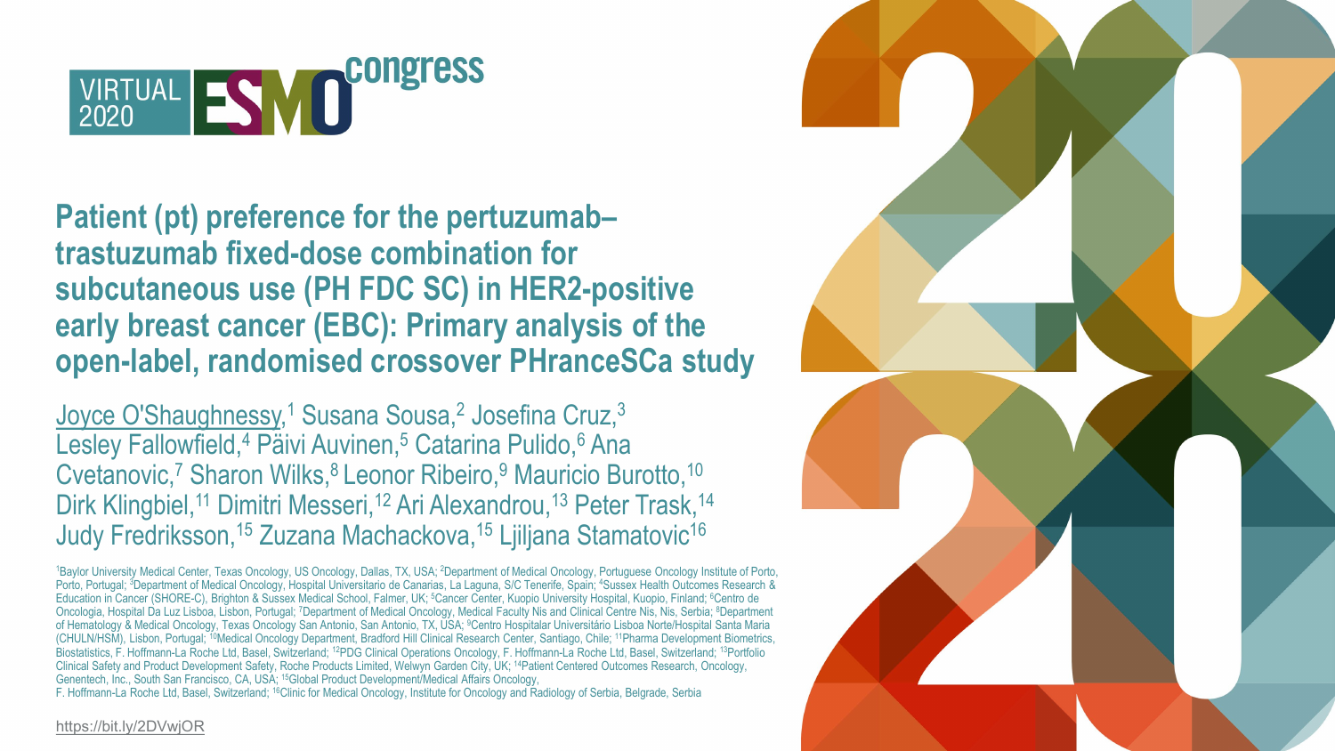VIRTUAL 2020 ESMO congress

# Patient (pt) preference for the pertuzumab–trastuzumab fixed-dose combination for subcutaneous use (PH FDC SC) in HER2-positive early breast cancer (EBC): Primary analysis of the open-label, randomised crossover PHranceSCa study

Joyce O'Shaughnessy,[1] Susana Sousa,[2] Josefina Cruz,[3] Lesley Fallowfield,[4] Päivi Auvinen,[5] Catarina Pulido,[6] Ana Cvetanovic,[7] Sharon Wilks,[8] Leonor Ribeiro,[9] Mauricio Burotto,[10] Dirk Klingbiel,[11] Dimitri Messeri,[12] Ari Alexandrou,[13] Peter Trask,[14] Judy Fredriksson,[15] Zuzana Machackova,[15] Ljiljana Stamatovic[16]

[1]Baylor University Medical Center, Texas Oncology, US Oncology, Dallas, TX, USA; [2]Department of Medical Oncology, Portuguese Oncology Institute of Porto, Porto, Portugal; [3]Department of Medical Oncology, Hospital Universitario de Canarias, La Laguna, S/C Tenerife, Spain; [4]Sussex Health Outcomes Research & Education in Cancer (SHORE-C), Brighton & Sussex Medical School, Falmer, UK; [5]Cancer Center, Kuopio University Hospital, Kuopio, Finland; [6]Centro de Oncologia, Hospital Da Luz Lisboa, Lisbon, Portugal; [7]Department of Medical Oncology, Medical Faculty Nis and Clinical Centre Nis, Nis, Serbia; [8]Department of Hematology & Medical Oncology, Texas Oncology San Antonio, San Antonio, TX, USA; [9]Centro Hospitalar Universitário Lisboa Norte/Hospital Santa Maria (CHULN/HSM), Lisbon, Portugal; [10]Medical Oncology Department, Bradford Hill Clinical Research Center, Santiago, Chile; [11]Pharma Development Biometrics, Biostatistics, F. Hoffmann-La Roche Ltd, Basel, Switzerland; [12]PDG Clinical Operations Oncology, F. Hoffmann-La Roche Ltd, Basel, Switzerland; [13]Portfolio Clinical Safety and Product Development Safety, Roche Products Limited, Welwyn Garden City, UK; [14]Patient Centered Outcomes Research, Oncology, Genentech, Inc., South San Francisco, CA, USA; [15]Global Product Development/Medical Affairs Oncology, F. Hoffmann-La Roche Ltd, Basel, Switzerland; [16]Clinic for Medical Oncology, Institute for Oncology and Radiology of Serbia, Belgrade, Serbia

https://bit.ly/2DVwjOR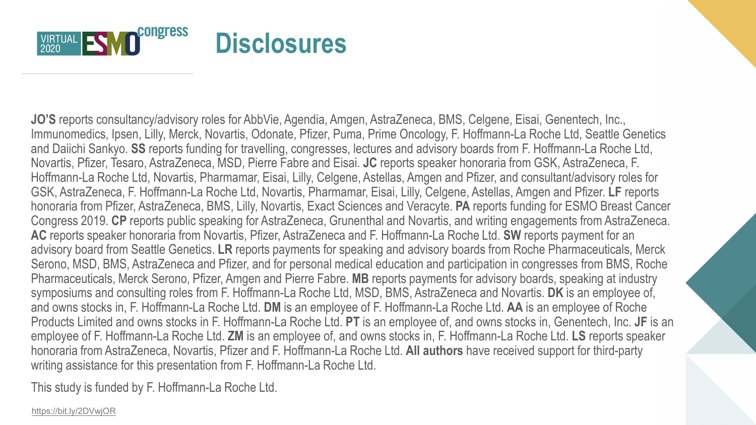# Disclosures

**JO'S** reports consultancy/advisory roles for AbbVie, Agendia, Amgen, AstraZeneca, BMS, Celgene, Eisai, Genentech, Inc., Immunomedics, Ipsen, Lilly, Merck, Novartis, Odonate, Pfizer, Puma, Prime Oncology, F. Hoffmann-La Roche Ltd, Seattle Genetics and Daiichi Sankyo. **SS** reports funding for travelling, congresses, lectures and advisory boards from F. Hoffmann-La Roche Ltd, Novartis, Pfizer, Tesaro, AstraZeneca, MSD, Pierre Fabre and Eisai. **JC** reports speaker honoraria from GSK, AstraZeneca, F. Hoffmann-La Roche Ltd, Novartis, Pharmamar, Eisai, Lilly, Celgene, Astellas, Amgen and Pfizer, and consultant/advisory roles for GSK, AstraZeneca, F. Hoffmann-La Roche Ltd, Novartis, Pharmamar, Eisai, Lilly, Celgene, Astellas, Amgen and Pfizer. **LF** reports honoraria from Pfizer, AstraZeneca, BMS, Lilly, Novartis, Exact Sciences and Veracyte. **PA** reports funding for ESMO Breast Cancer Congress 2019. **CP** reports public speaking for AstraZeneca, Grunenthal and Novartis, and writing engagements from AstraZeneca. **AC** reports speaker honoraria from Novartis, Pfizer, AstraZeneca and F. Hoffmann-La Roche Ltd. **SW** reports payment for an advisory board from Seattle Genetics. **LR** reports payments for speaking and advisory boards from Roche Pharmaceuticals, Merck Serono, MSD, BMS, AstraZeneca and Pfizer, and for personal medical education and participation in congresses from BMS, Roche Pharmaceuticals, Merck Serono, Pfizer, Amgen and Pierre Fabre. **MB** reports payments for advisory boards, speaking at industry symposiums and consulting roles from F. Hoffmann-La Roche Ltd, MSD, BMS, AstraZeneca and Novartis. **DK** is an employee of, and owns stocks in, F. Hoffmann-La Roche Ltd. **DM** is an employee of F. Hoffmann-La Roche Ltd. **AA** is an employee of Roche Products Limited and owns stocks in F. Hoffmann-La Roche Ltd. **PT** is an employee of, and owns stocks in, Genentech, Inc. **JF** is an employee of F. Hoffmann-La Roche Ltd. **ZM** is an employee of, and owns stocks in, F. Hoffmann-La Roche Ltd. **LS** reports speaker honoraria from AstraZeneca, Novartis, Pfizer and F. Hoffmann-La Roche Ltd. **All authors** have received support for third-party writing assistance for this presentation from F. Hoffmann-La Roche Ltd.

This study is funded by F. Hoffmann-La Roche Ltd.

https://bit.ly/2DVwjOR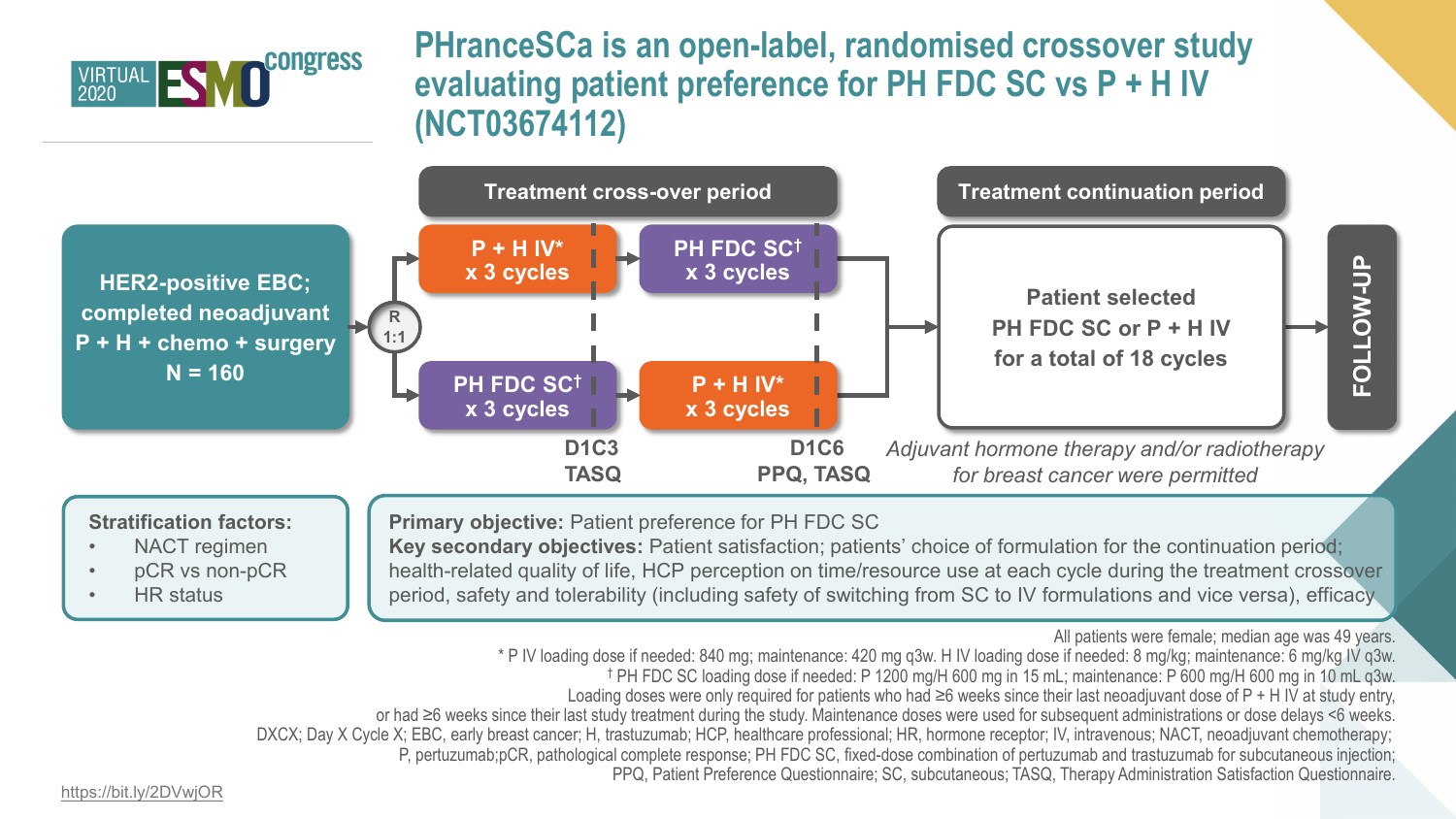# PHranceSCa is an open-label, randomised crossover study evaluating patient preference for PH FDC SC vs P + H IV (NCT03674112)

**HER2-positive EBC; completed neoadjuvant P + H + chemo + surgery N = 160**

R 1:1

**Treatment cross-over period**

- Arm 1: P + H IV* x 3 cycles → PH FDC SC† x 3 cycles
- Arm 2: PH FDC SC† x 3 cycles → P + H IV* x 3 cycles

D1C3: TASQ

D1C6: PPQ, TASQ

**Treatment continuation period**

Patient selected PH FDC SC or P + H IV for a total of 18 cycles

*Adjuvant hormone therapy and/or radiotherapy for breast cancer were permitted*

**FOLLOW-UP**

**Stratification factors:**

- NACT regimen
- pCR vs non-pCR
- HR status

**Primary objective:** Patient preference for PH FDC SC

**Key secondary objectives:** Patient satisfaction; patients' choice of formulation for the continuation period; health-related quality of life, HCP perception on time/resource use at each cycle during the treatment crossover period, safety and tolerability (including safety of switching from SC to IV formulations and vice versa), efficacy

All patients were female; median age was 49 years.

* P IV loading dose if needed: 840 mg; maintenance: 420 mg q3w. H IV loading dose if needed: 8 mg/kg; maintenance: 6 mg/kg IV q3w.

† PH FDC SC loading dose if needed: P 1200 mg/H 600 mg in 15 mL; maintenance: P 600 mg/H 600 mg in 10 mL q3w.

Loading doses were only required for patients who had ≥6 weeks since their last neoadjuvant dose of P + H IV at study entry, or had ≥6 weeks since their last study treatment during the study. Maintenance doses were used for subsequent administrations or dose delays <6 weeks.

DXCX; Day X Cycle X; EBC, early breast cancer; H, trastuzumab; HCP, healthcare professional; HR, hormone receptor; IV, intravenous; NACT, neoadjuvant chemotherapy; P, pertuzumab;pCR, pathological complete response; PH FDC SC, fixed-dose combination of pertuzumab and trastuzumab for subcutaneous injection; PPQ, Patient Preference Questionnaire; SC, subcutaneous; TASQ, Therapy Administration Satisfaction Questionnaire.

https://bit.ly/2DVwjOR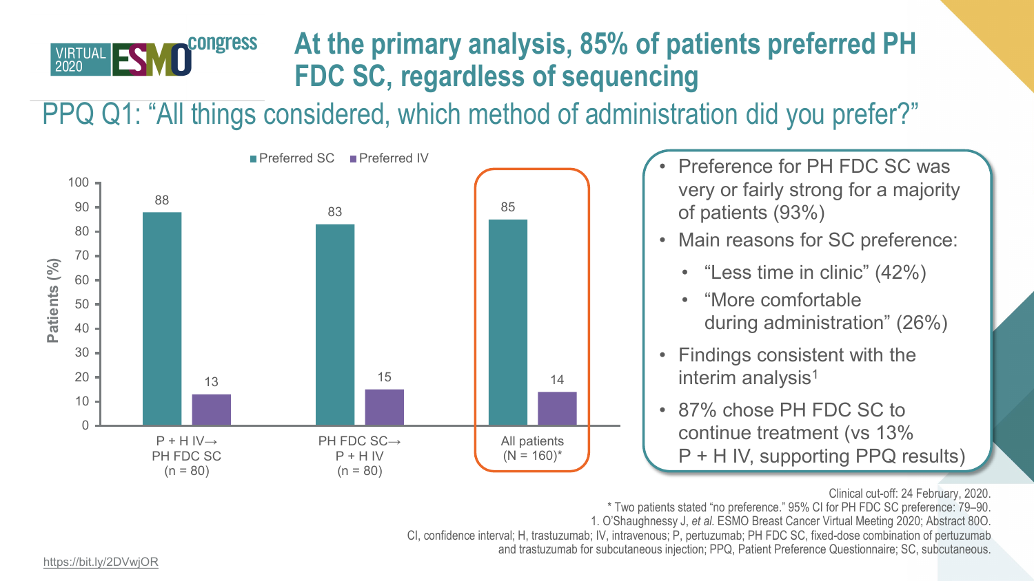# At the primary analysis, 85% of patients preferred PH FDC SC, regardless of sequencing

## PPQ Q1: "All things considered, which method of administration did you prefer?"

| Patients (%) | Preferred SC | Preferred IV |
|---|---|---|
| P + H IV→ PH FDC SC (n = 80) | 88 | 13 |
| PH FDC SC→ P + H IV (n = 80) | 83 | 15 |
| All patients (N = 160)* | 85 | 14 |

- Preference for PH FDC SC was very or fairly strong for a majority of patients (93%)
- Main reasons for SC preference:
  - "Less time in clinic" (42%)
  - "More comfortable during administration" (26%)
- Findings consistent with the interim analysis[1]
- 87% chose PH FDC SC to continue treatment (vs 13% P + H IV, supporting PPQ results)

Clinical cut-off: 24 February, 2020.
\* Two patients stated "no preference." 95% CI for PH FDC SC preference: 79–90.
1. O'Shaughnessy J, *et al.* ESMO Breast Cancer Virtual Meeting 2020; Abstract 80O.
CI, confidence interval; H, trastuzumab; IV, intravenous; P, pertuzumab; PH FDC SC, fixed-dose combination of pertuzumab and trastuzumab for subcutaneous injection; PPQ, Patient Preference Questionnaire; SC, subcutaneous.

https://bit.ly/2DVwjOR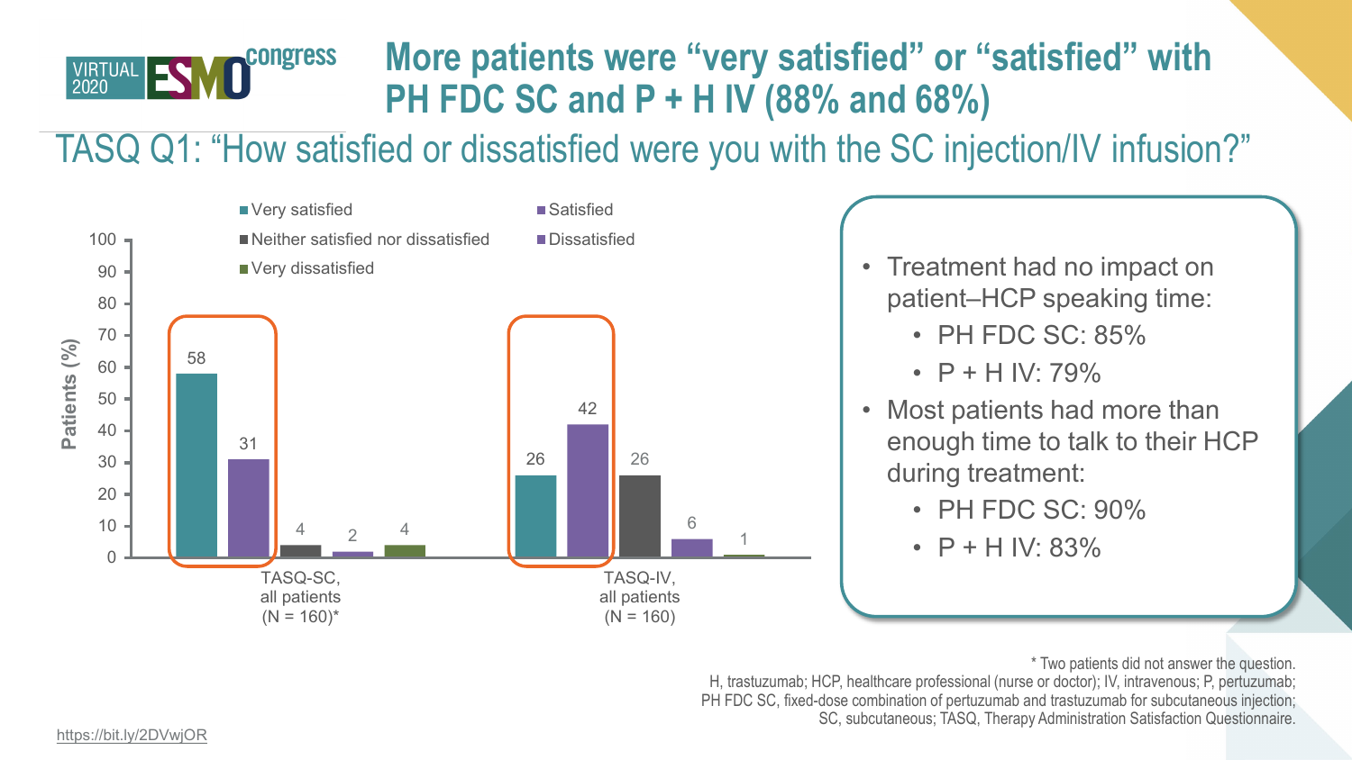VIRTUAL 2020 ESMO congress

# More patients were "very satisfied" or "satisfied" with PH FDC SC and P + H IV (88% and 68%)

## TASQ Q1: "How satisfied or dissatisfied were you with the SC injection/IV infusion?"

| Patients (%) | Very satisfied | Satisfied | Neither satisfied nor dissatisfied | Dissatisfied | Very dissatisfied |
|---|---|---|---|---|---|
| TASQ-SC, all patients (N = 160)* | 58 | 31 | 4 | 2 | 4 |
| TASQ-IV, all patients (N = 160) | 26 | 42 | 26 | 6 | 1 |

- Treatment had no impact on patient–HCP speaking time:
  - PH FDC SC: 85%
  - P + H IV: 79%
- Most patients had more than enough time to talk to their HCP during treatment:
  - PH FDC SC: 90%
  - P + H IV: 83%

\* Two patients did not answer the question.
H, trastuzumab; HCP, healthcare professional (nurse or doctor); IV, intravenous; P, pertuzumab; PH FDC SC, fixed-dose combination of pertuzumab and trastuzumab for subcutaneous injection; SC, subcutaneous; TASQ, Therapy Administration Satisfaction Questionnaire.

https://bit.ly/2DVwjOR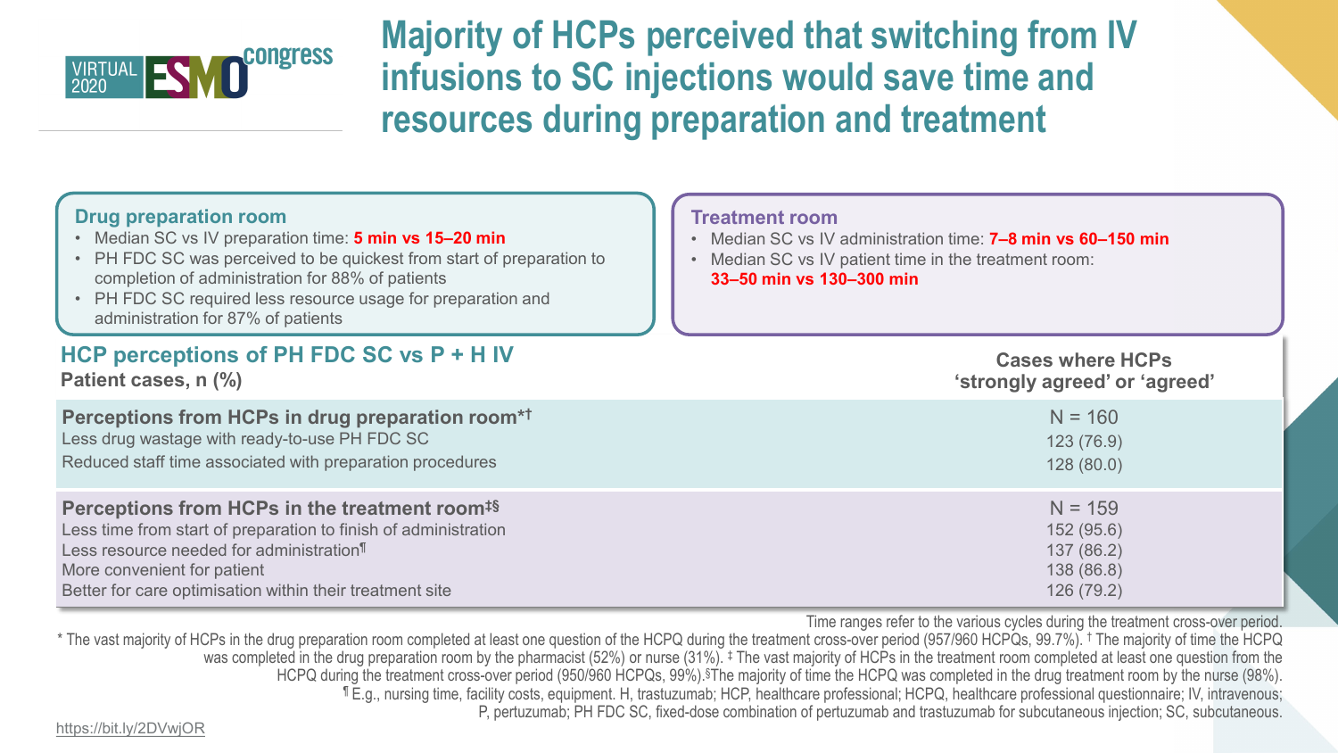# Majority of HCPs perceived that switching from IV infusions to SC injections would save time and resources during preparation and treatment

**Drug preparation room**

- Median SC vs IV preparation time: **5 min vs 15–20 min**
- PH FDC SC was perceived to be quickest from start of preparation to completion of administration for 88% of patients
- PH FDC SC required less resource usage for preparation and administration for 87% of patients

**Treatment room**

- Median SC vs IV administration time: **7–8 min vs 60–150 min**
- Median SC vs IV patient time in the treatment room: **33–50 min vs 130–300 min**

## HCP perceptions of PH FDC SC vs P + H IV

| Patient cases, n (%) | Cases where HCPs 'strongly agreed' or 'agreed' |
|---|---|
| **Perceptions from HCPs in drug preparation room*†** | N = 160 |
| Less drug wastage with ready-to-use PH FDC SC | 123 (76.9) |
| Reduced staff time associated with preparation procedures | 128 (80.0) |
| **Perceptions from HCPs in the treatment room‡§** | N = 159 |
| Less time from start of preparation to finish of administration | 152 (95.6) |
| Less resource needed for administration¶ | 137 (86.2) |
| More convenient for patient | 138 (86.8) |
| Better for care optimisation within their treatment site | 126 (79.2) |

Time ranges refer to the various cycles during the treatment cross-over period.

\* The vast majority of HCPs in the drug preparation room completed at least one question of the HCPQ during the treatment cross-over period (957/960 HCPQs, 99.7%). † The majority of time the HCPQ was completed in the drug preparation room by the pharmacist (52%) or nurse (31%). ‡ The vast majority of HCPs in the treatment room completed at least one question from the HCPQ during the treatment cross-over period (950/960 HCPQs, 99%). §The majority of time the HCPQ was completed in the drug treatment room by the nurse (98%). ¶ E.g., nursing time, facility costs, equipment. H, trastuzumab; HCP, healthcare professional; HCPQ, healthcare professional questionnaire; IV, intravenous; P, pertuzumab; PH FDC SC, fixed-dose combination of pertuzumab and trastuzumab for subcutaneous injection; SC, subcutaneous.

https://bit.ly/2DVwjOR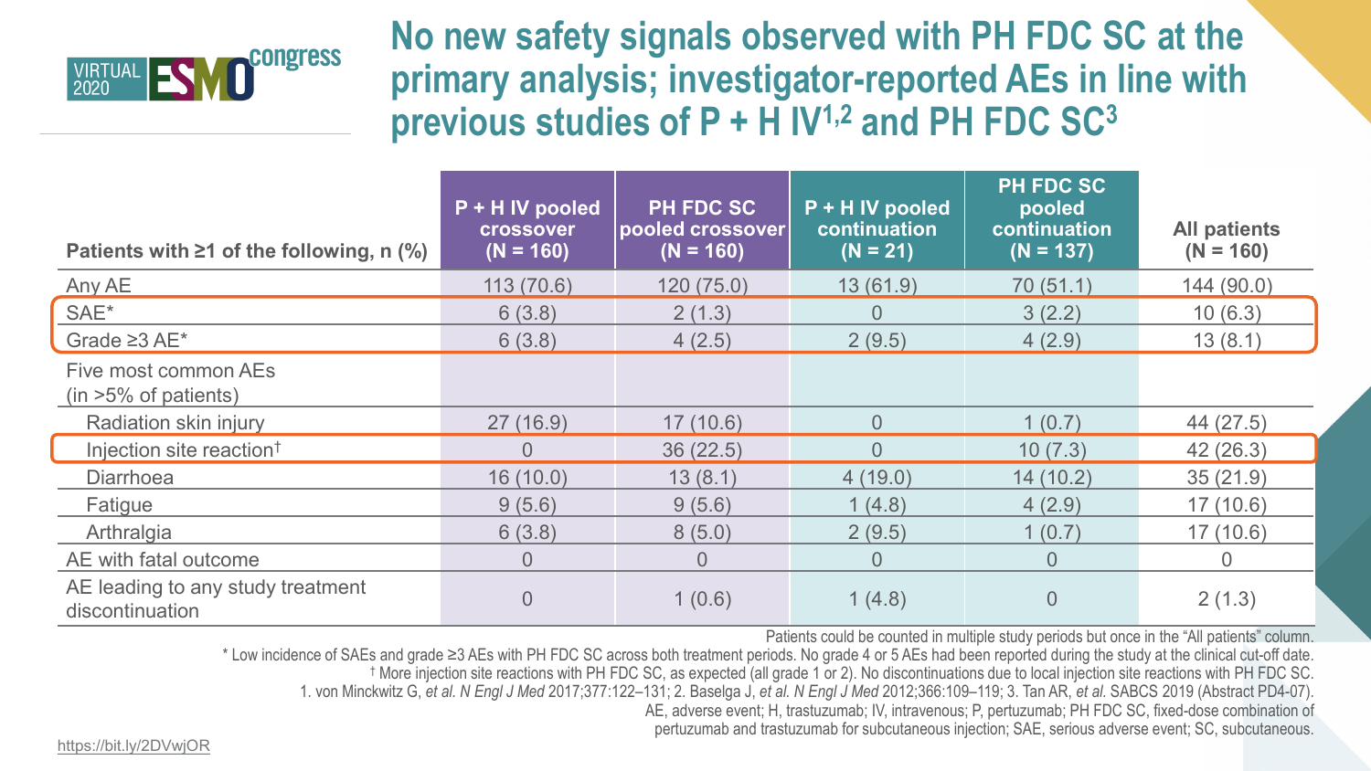# No new safety signals observed with PH FDC SC at the primary analysis; investigator-reported AEs in line with previous studies of P + H IV[1,2] and PH FDC SC[3]

| Patients with ≥1 of the following, n (%) | P + H IV pooled crossover (N = 160) | PH FDC SC pooled crossover (N = 160) | P + H IV pooled continuation (N = 21) | PH FDC SC pooled continuation (N = 137) | All patients (N = 160) |
|---|---|---|---|---|---|
| Any AE | 113 (70.6) | 120 (75.0) | 13 (61.9) | 70 (51.1) | 144 (90.0) |
| SAE* | 6 (3.8) | 2 (1.3) | 0 | 3 (2.2) | 10 (6.3) |
| Grade ≥3 AE* | 6 (3.8) | 4 (2.5) | 2 (9.5) | 4 (2.9) | 13 (8.1) |
| Five most common AEs (in >5% of patients) | | | | | |
| Radiation skin injury | 27 (16.9) | 17 (10.6) | 0 | 1 (0.7) | 44 (27.5) |
| Injection site reaction† | 0 | 36 (22.5) | 0 | 10 (7.3) | 42 (26.3) |
| Diarrhoea | 16 (10.0) | 13 (8.1) | 4 (19.0) | 14 (10.2) | 35 (21.9) |
| Fatigue | 9 (5.6) | 9 (5.6) | 1 (4.8) | 4 (2.9) | 17 (10.6) |
| Arthralgia | 6 (3.8) | 8 (5.0) | 2 (9.5) | 1 (0.7) | 17 (10.6) |
| AE with fatal outcome | 0 | 0 | 0 | 0 | 0 |
| AE leading to any study treatment discontinuation | 0 | 1 (0.6) | 1 (4.8) | 0 | 2 (1.3) |

Patients could be counted in multiple study periods but once in the "All patients" column.

* Low incidence of SAEs and grade ≥3 AEs with PH FDC SC across both treatment periods. No grade 4 or 5 AEs had been reported during the study at the clinical cut-off date.

† More injection site reactions with PH FDC SC, as expected (all grade 1 or 2). No discontinuations due to local injection site reactions with PH FDC SC.

1. von Minckwitz G, *et al. N Engl J Med* 2017;377:122–131; 2. Baselga J, *et al. N Engl J Med* 2012;366:109–119; 3. Tan AR, *et al.* SABCS 2019 (Abstract PD4-07).

AE, adverse event; H, trastuzumab; IV, intravenous; P, pertuzumab; PH FDC SC, fixed-dose combination of pertuzumab and trastuzumab for subcutaneous injection; SAE, serious adverse event; SC, subcutaneous.

https://bit.ly/2DVwjOR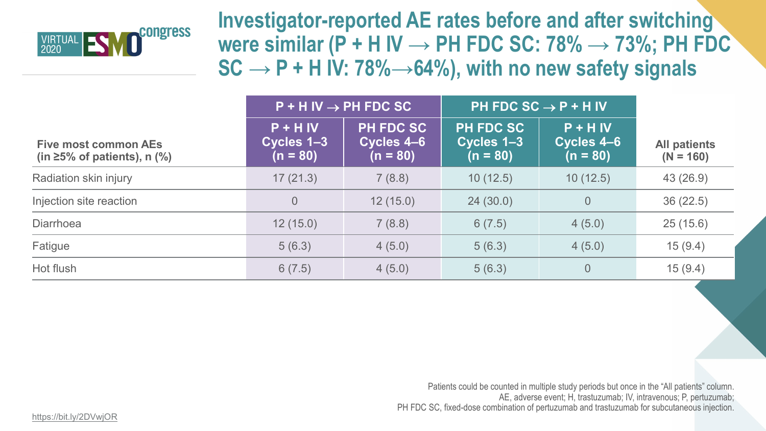# Investigator-reported AE rates before and after switching were similar (P + H IV → PH FDC SC: 78% → 73%; PH FDC SC → P + H IV: 78%→64%), with no new safety signals

| Five most common AEs (in ≥5% of patients), n (%) | P + H IV → PH FDC SC | | PH FDC SC → P + H IV | | All patients (N = 160) |
|---|---|---|---|---|---|
| | P + H IV Cycles 1–3 (n = 80) | PH FDC SC Cycles 4–6 (n = 80) | PH FDC SC Cycles 1–3 (n = 80) | P + H IV Cycles 4–6 (n = 80) | |
| Radiation skin injury | 17 (21.3) | 7 (8.8) | 10 (12.5) | 10 (12.5) | 43 (26.9) |
| Injection site reaction | 0 | 12 (15.0) | 24 (30.0) | 0 | 36 (22.5) |
| Diarrhoea | 12 (15.0) | 7 (8.8) | 6 (7.5) | 4 (5.0) | 25 (15.6) |
| Fatigue | 5 (6.3) | 4 (5.0) | 5 (6.3) | 4 (5.0) | 15 (9.4) |
| Hot flush | 6 (7.5) | 4 (5.0) | 5 (6.3) | 0 | 15 (9.4) |

Patients could be counted in multiple study periods but once in the "All patients" column.
AE, adverse event; H, trastuzumab; IV, intravenous; P, pertuzumab;
PH FDC SC, fixed-dose combination of pertuzumab and trastuzumab for subcutaneous injection.

https://bit.ly/2DVwjOR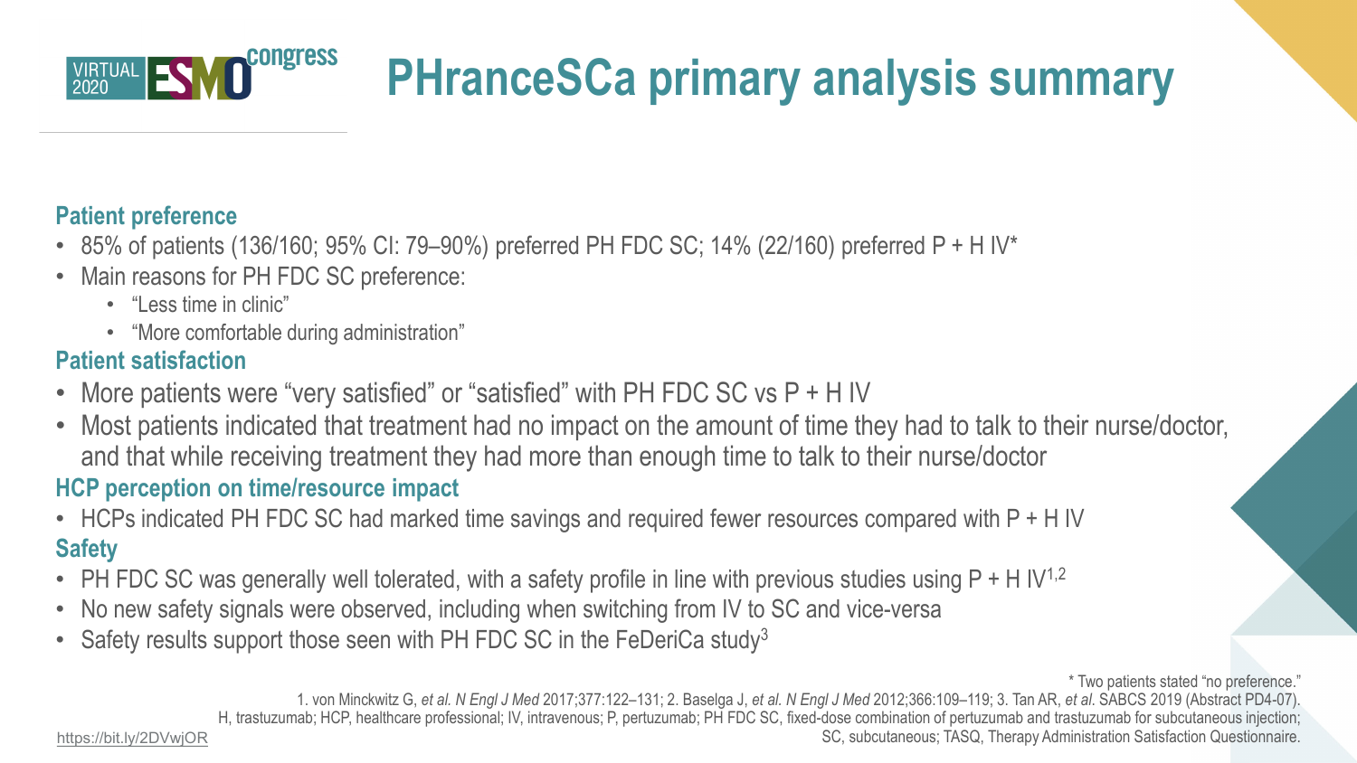# PHranceSCa primary analysis summary

### Patient preference

- 85% of patients (136/160; 95% CI: 79–90%) preferred PH FDC SC; 14% (22/160) preferred P + H IV*
- Main reasons for PH FDC SC preference:
  - "Less time in clinic"
  - "More comfortable during administration"

### Patient satisfaction

- More patients were "very satisfied" or "satisfied" with PH FDC SC vs P + H IV
- Most patients indicated that treatment had no impact on the amount of time they had to talk to their nurse/doctor, and that while receiving treatment they had more than enough time to talk to their nurse/doctor

### HCP perception on time/resource impact

- HCPs indicated PH FDC SC had marked time savings and required fewer resources compared with P + H IV

### Safety

- PH FDC SC was generally well tolerated, with a safety profile in line with previous studies using P + H IV[1,2]
- No new safety signals were observed, including when switching from IV to SC and vice-versa
- Safety results support those seen with PH FDC SC in the FeDeriCa study[3]

\* Two patients stated "no preference."

1. von Minckwitz G, *et al. N Engl J Med* 2017;377:122–131; 2. Baselga J, *et al. N Engl J Med* 2012;366:109–119; 3. Tan AR, *et al.* SABCS 2019 (Abstract PD4-07).

H, trastuzumab; HCP, healthcare professional; IV, intravenous; P, pertuzumab; PH FDC SC, fixed-dose combination of pertuzumab and trastuzumab for subcutaneous injection; SC, subcutaneous; TASQ, Therapy Administration Satisfaction Questionnaire.

https://bit.ly/2DVwjOR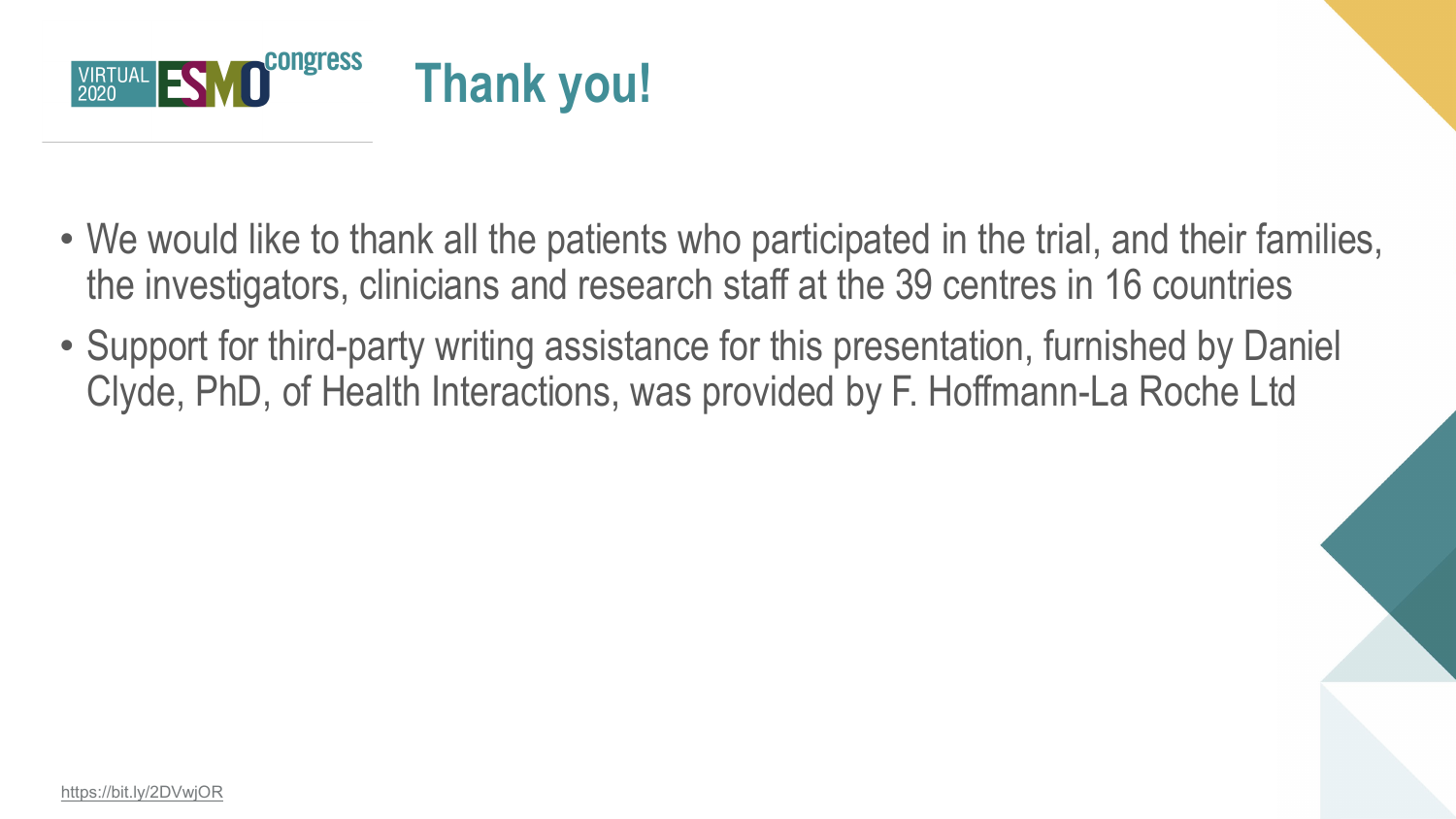# Thank you!

- We would like to thank all the patients who participated in the trial, and their families, the investigators, clinicians and research staff at the 39 centres in 16 countries
- Support for third-party writing assistance for this presentation, furnished by Daniel Clyde, PhD, of Health Interactions, was provided by F. Hoffmann-La Roche Ltd

https://bit.ly/2DVwjOR